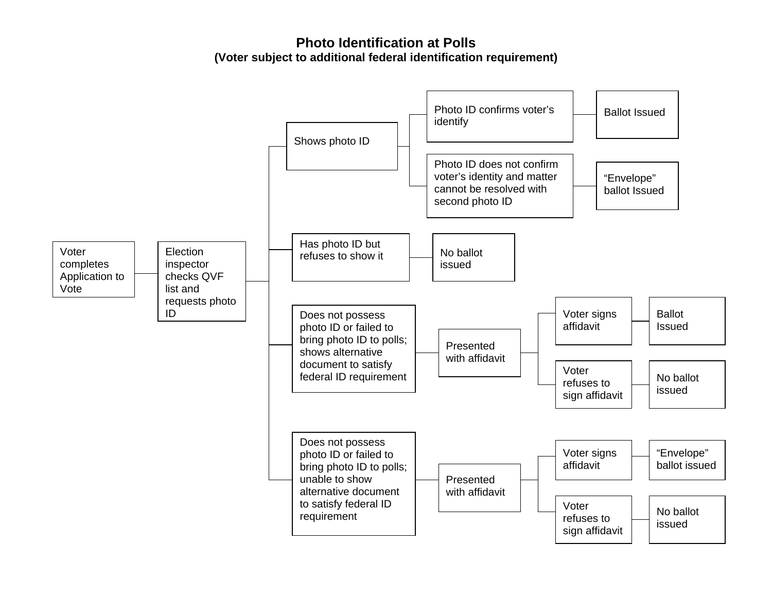# Photo Identification at Polls

**(Voter subject to additional federal identification requirement)**

- Voter completes Application to Vote
  - Election inspector checks QVF list and requests photo ID
    - Shows photo ID
      - Photo ID confirms voter's identify → Ballot Issued
      - Photo ID does not confirm voter's identity and matter cannot be resolved with second photo ID → "Envelope" ballot Issued
    - Has photo ID but refuses to show it → No ballot issued
    - Does not possess photo ID or failed to bring photo ID to polls; shows alternative document to satisfy federal ID requirement → Presented with affidavit
      - Voter signs affidavit → Ballot Issued
      - Voter refuses to sign affidavit → No ballot issued
    - Does not possess photo ID or failed to bring photo ID to polls; unable to show alternative document to satisfy federal ID requirement → Presented with affidavit
      - Voter signs affidavit → "Envelope" ballot issued
      - Voter refuses to sign affidavit → No ballot issued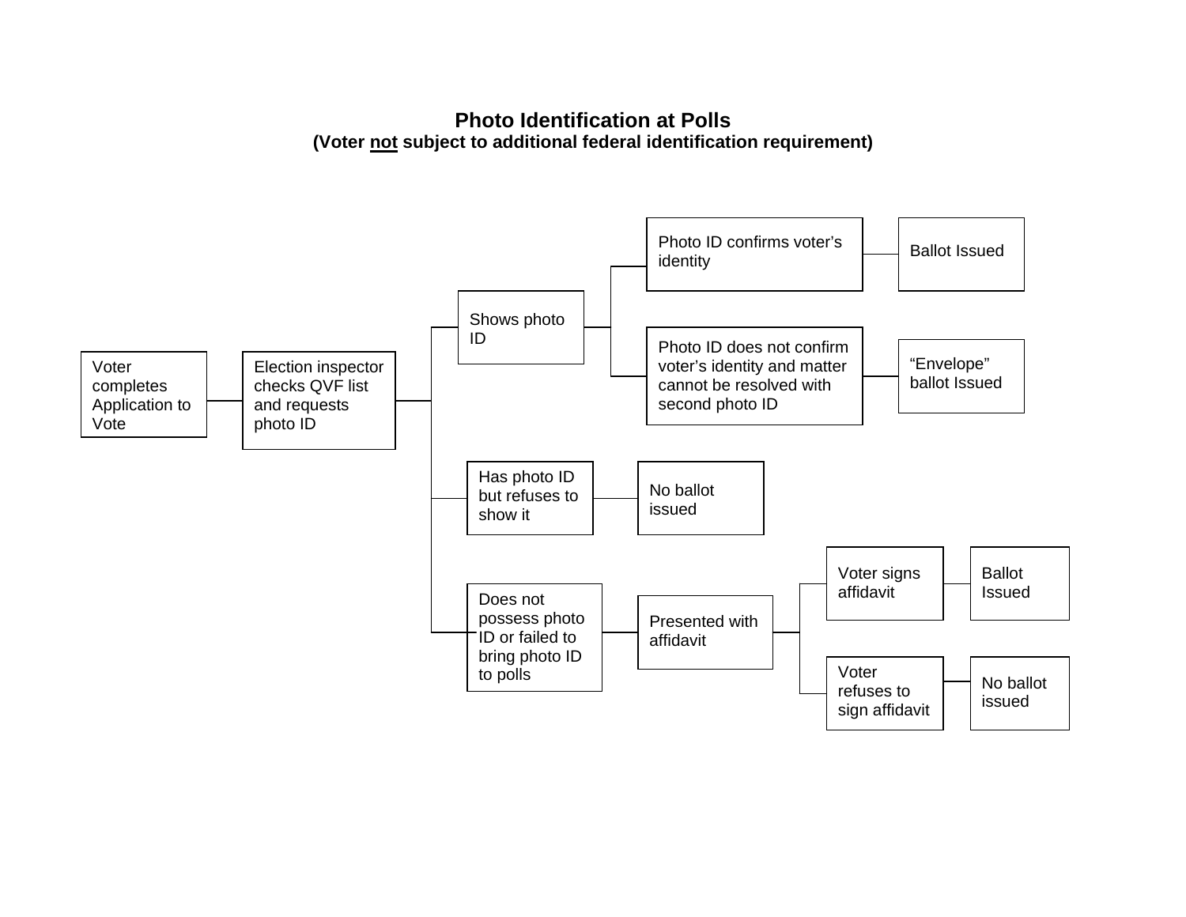## Photo Identification at Polls

**(Voter not subject to additional federal identification requirement)**

Voter completes Application to Vote

Election inspector checks QVF list and requests photo ID

Shows photo ID

Photo ID confirms voter's identity

Ballot Issued

Photo ID does not confirm voter's identity and matter cannot be resolved with second photo ID

"Envelope" ballot Issued

Has photo ID but refuses to show it

No ballot issued

Does not possess photo ID or failed to bring photo ID to polls

Presented with affidavit

Voter signs affidavit

Ballot Issued

Voter refuses to sign affidavit

No ballot issued